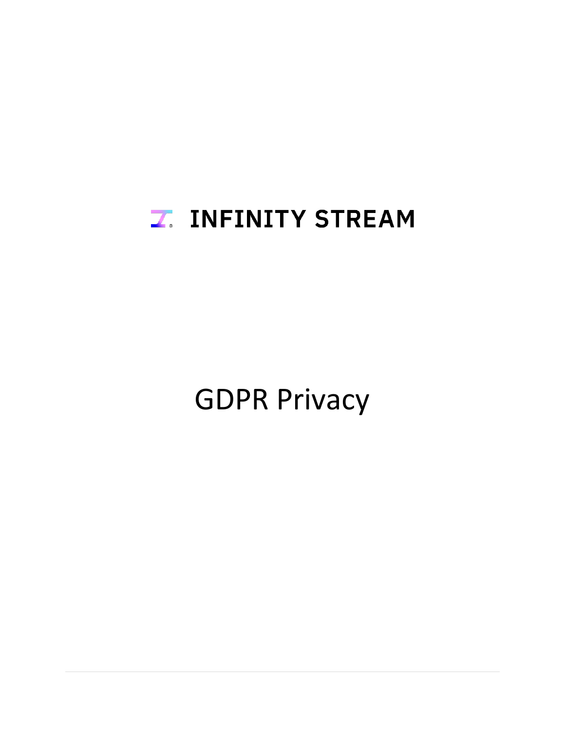# INFINITY STREAM

# GDPR Privacy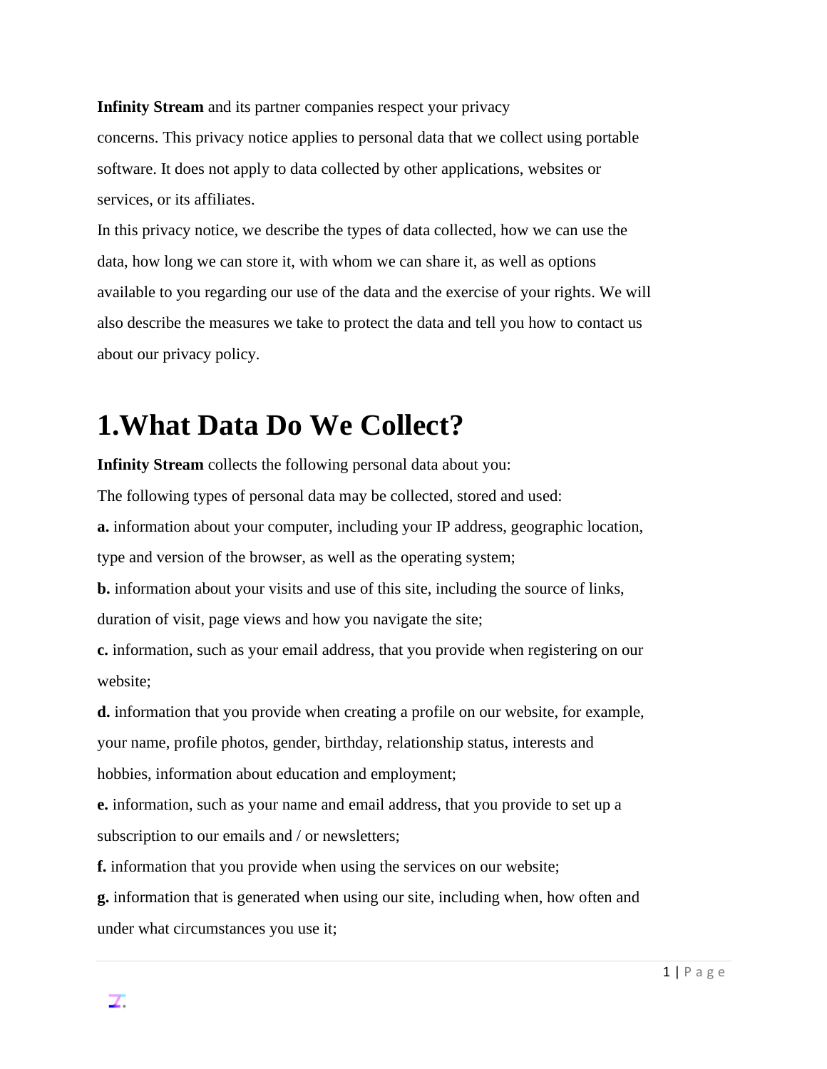**Infinity Stream** and its partner companies respect your privacy concerns. This privacy notice applies to personal data that we collect using portable software. It does not apply to data collected by other applications, websites or services, or its affiliates.

In this privacy notice, we describe the types of data collected, how we can use the data, how long we can store it, with whom we can share it, as well as options available to you regarding our use of the data and the exercise of your rights. We will also describe the measures we take to protect the data and tell you how to contact us about our privacy policy.

# 1.What Data Do We Collect?

**Infinity Stream** collects the following personal data about you:

The following types of personal data may be collected, stored and used:

**a.** information about your computer, including your IP address, geographic location, type and version of the browser, as well as the operating system;

**b.** information about your visits and use of this site, including the source of links, duration of visit, page views and how you navigate the site;

**c.** information, such as your email address, that you provide when registering on our website;

**d.** information that you provide when creating a profile on our website, for example, your name, profile photos, gender, birthday, relationship status, interests and hobbies, information about education and employment;

**e.** information, such as your name and email address, that you provide to set up a subscription to our emails and / or newsletters;

**f.** information that you provide when using the services on our website;

**g.** information that is generated when using our site, including when, how often and under what circumstances you use it;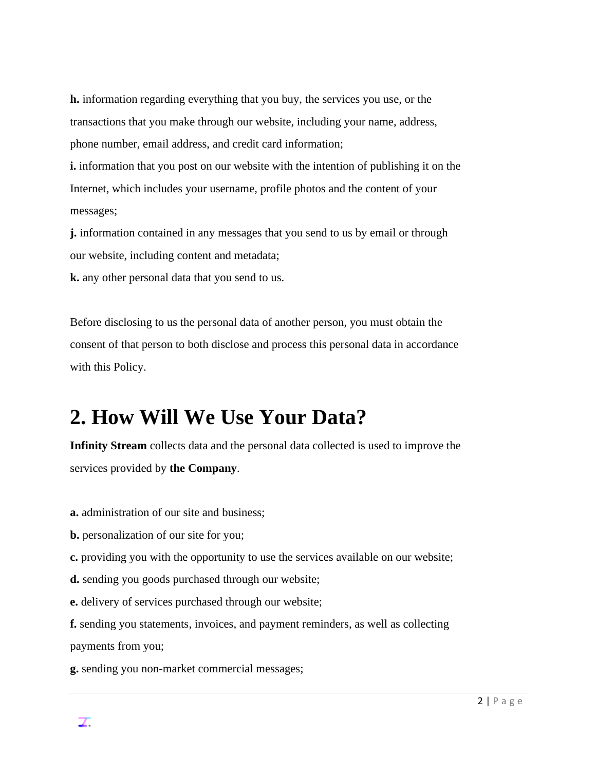**h.** information regarding everything that you buy, the services you use, or the transactions that you make through our website, including your name, address, phone number, email address, and credit card information;

**i.** information that you post on our website with the intention of publishing it on the Internet, which includes your username, profile photos and the content of your messages;

**j.** information contained in any messages that you send to us by email or through our website, including content and metadata;

**k.** any other personal data that you send to us.

Before disclosing to us the personal data of another person, you must obtain the consent of that person to both disclose and process this personal data in accordance with this Policy.

# 2. How Will We Use Your Data?

**Infinity Stream** collects data and the personal data collected is used to improve the services provided by **the Company**.

**a.** administration of our site and business;

**b.** personalization of our site for you;

**c.** providing you with the opportunity to use the services available on our website;

**d.** sending you goods purchased through our website;

**e.** delivery of services purchased through our website;

**f.** sending you statements, invoices, and payment reminders, as well as collecting payments from you;

**g.** sending you non-market commercial messages;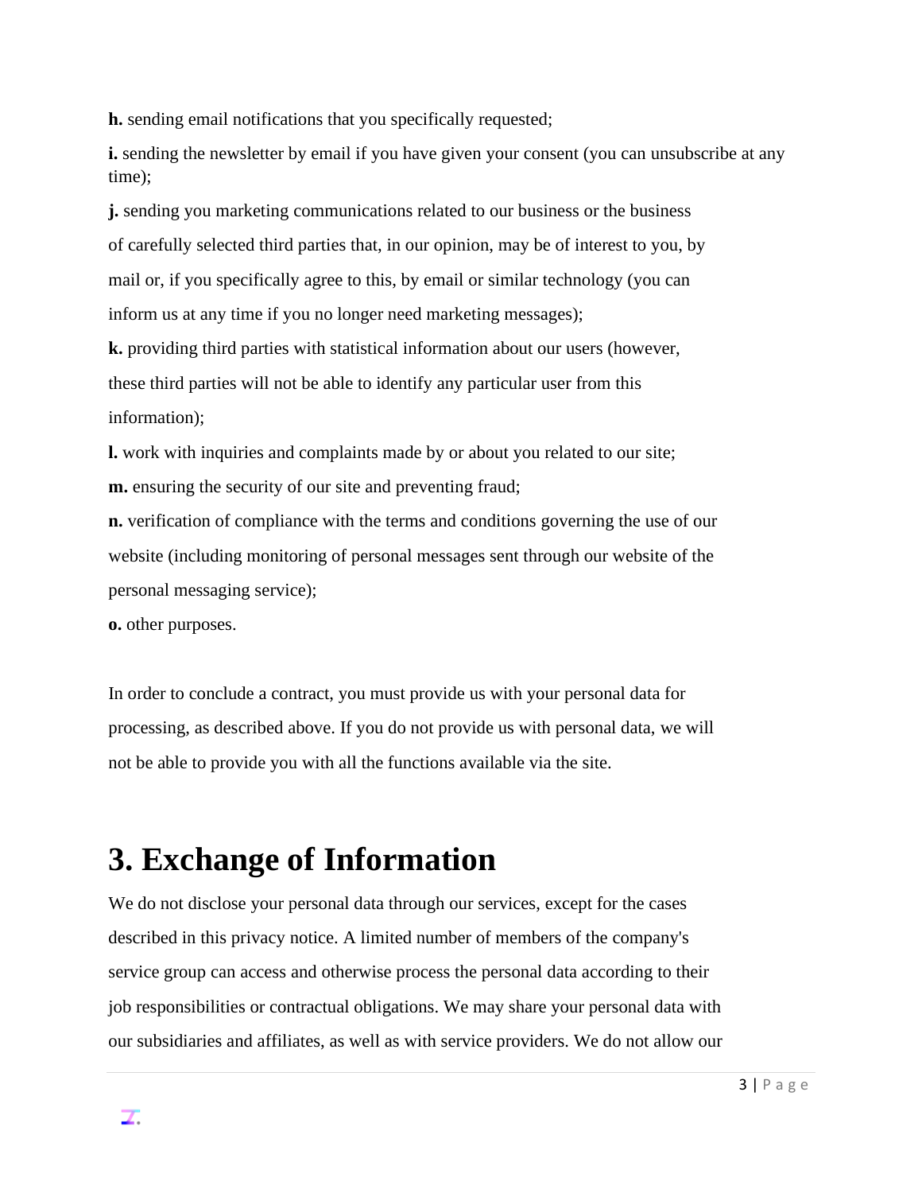**h.** sending email notifications that you specifically requested;

**i.** sending the newsletter by email if you have given your consent (you can unsubscribe at any time);

**j.** sending you marketing communications related to our business or the business of carefully selected third parties that, in our opinion, may be of interest to you, by mail or, if you specifically agree to this, by email or similar technology (you can inform us at any time if you no longer need marketing messages);

**k.** providing third parties with statistical information about our users (however, these third parties will not be able to identify any particular user from this information);

**l.** work with inquiries and complaints made by or about you related to our site;

**m.** ensuring the security of our site and preventing fraud;

**n.** verification of compliance with the terms and conditions governing the use of our website (including monitoring of personal messages sent through our website of the personal messaging service);

**o.** other purposes.

In order to conclude a contract, you must provide us with your personal data for processing, as described above. If you do not provide us with personal data, we will not be able to provide you with all the functions available via the site.

# 3. Exchange of Information

We do not disclose your personal data through our services, except for the cases described in this privacy notice. A limited number of members of the company's service group can access and otherwise process the personal data according to their job responsibilities or contractual obligations. We may share your personal data with our subsidiaries and affiliates, as well as with service providers. We do not allow our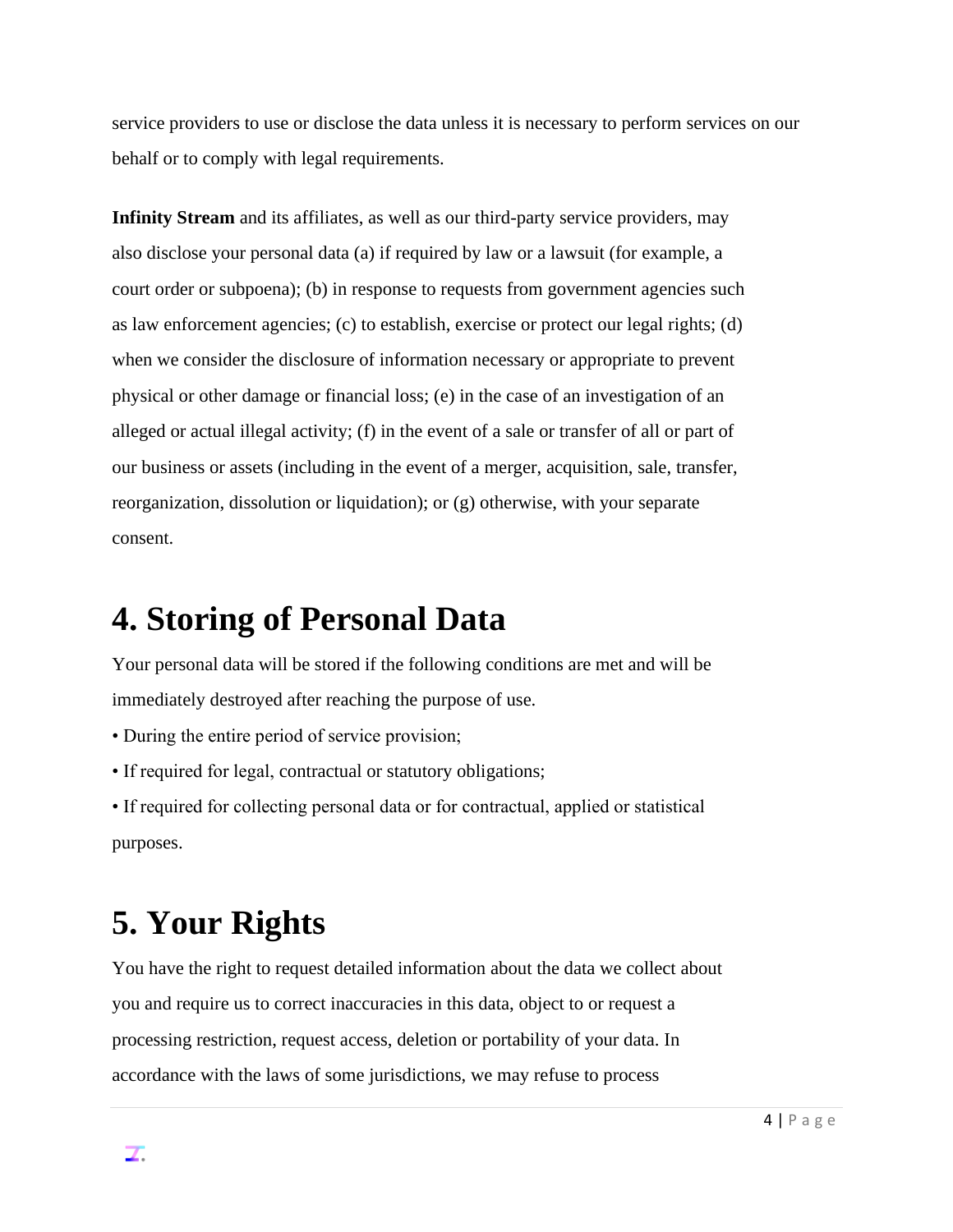service providers to use or disclose the data unless it is necessary to perform services on our behalf or to comply with legal requirements.

**Infinity Stream** and its affiliates, as well as our third-party service providers, may also disclose your personal data (a) if required by law or a lawsuit (for example, a court order or subpoena); (b) in response to requests from government agencies such as law enforcement agencies; (c) to establish, exercise or protect our legal rights; (d) when we consider the disclosure of information necessary or appropriate to prevent physical or other damage or financial loss; (e) in the case of an investigation of an alleged or actual illegal activity; (f) in the event of a sale or transfer of all or part of our business or assets (including in the event of a merger, acquisition, sale, transfer, reorganization, dissolution or liquidation); or (g) otherwise, with your separate consent.

# 4. Storing of Personal Data

Your personal data will be stored if the following conditions are met and will be immediately destroyed after reaching the purpose of use.

- During the entire period of service provision;
- If required for legal, contractual or statutory obligations;
- If required for collecting personal data or for contractual, applied or statistical purposes.

# 5. Your Rights

You have the right to request detailed information about the data we collect about you and require us to correct inaccuracies in this data, object to or request a processing restriction, request access, deletion or portability of your data. In accordance with the laws of some jurisdictions, we may refuse to process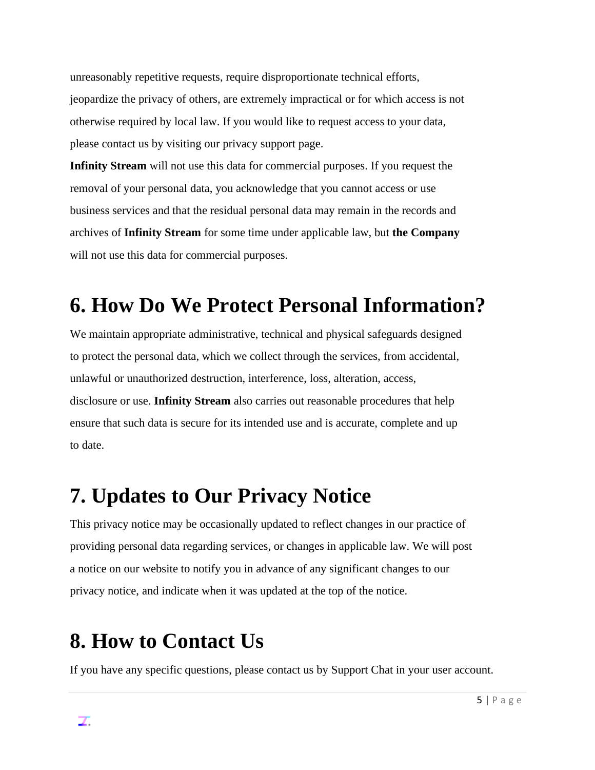unreasonably repetitive requests, require disproportionate technical efforts, jeopardize the privacy of others, are extremely impractical or for which access is not otherwise required by local law. If you would like to request access to your data, please contact us by visiting our privacy support page.

**Infinity Stream** will not use this data for commercial purposes. If you request the removal of your personal data, you acknowledge that you cannot access or use business services and that the residual personal data may remain in the records and archives of **Infinity Stream** for some time under applicable law, but **the Company** will not use this data for commercial purposes.

# 6. How Do We Protect Personal Information?

We maintain appropriate administrative, technical and physical safeguards designed to protect the personal data, which we collect through the services, from accidental, unlawful or unauthorized destruction, interference, loss, alteration, access, disclosure or use. **Infinity Stream** also carries out reasonable procedures that help ensure that such data is secure for its intended use and is accurate, complete and up to date.

# 7. Updates to Our Privacy Notice

This privacy notice may be occasionally updated to reflect changes in our practice of providing personal data regarding services, or changes in applicable law. We will post a notice on our website to notify you in advance of any significant changes to our privacy notice, and indicate when it was updated at the top of the notice.

# 8. How to Contact Us

If you have any specific questions, please contact us by Support Chat in your user account.